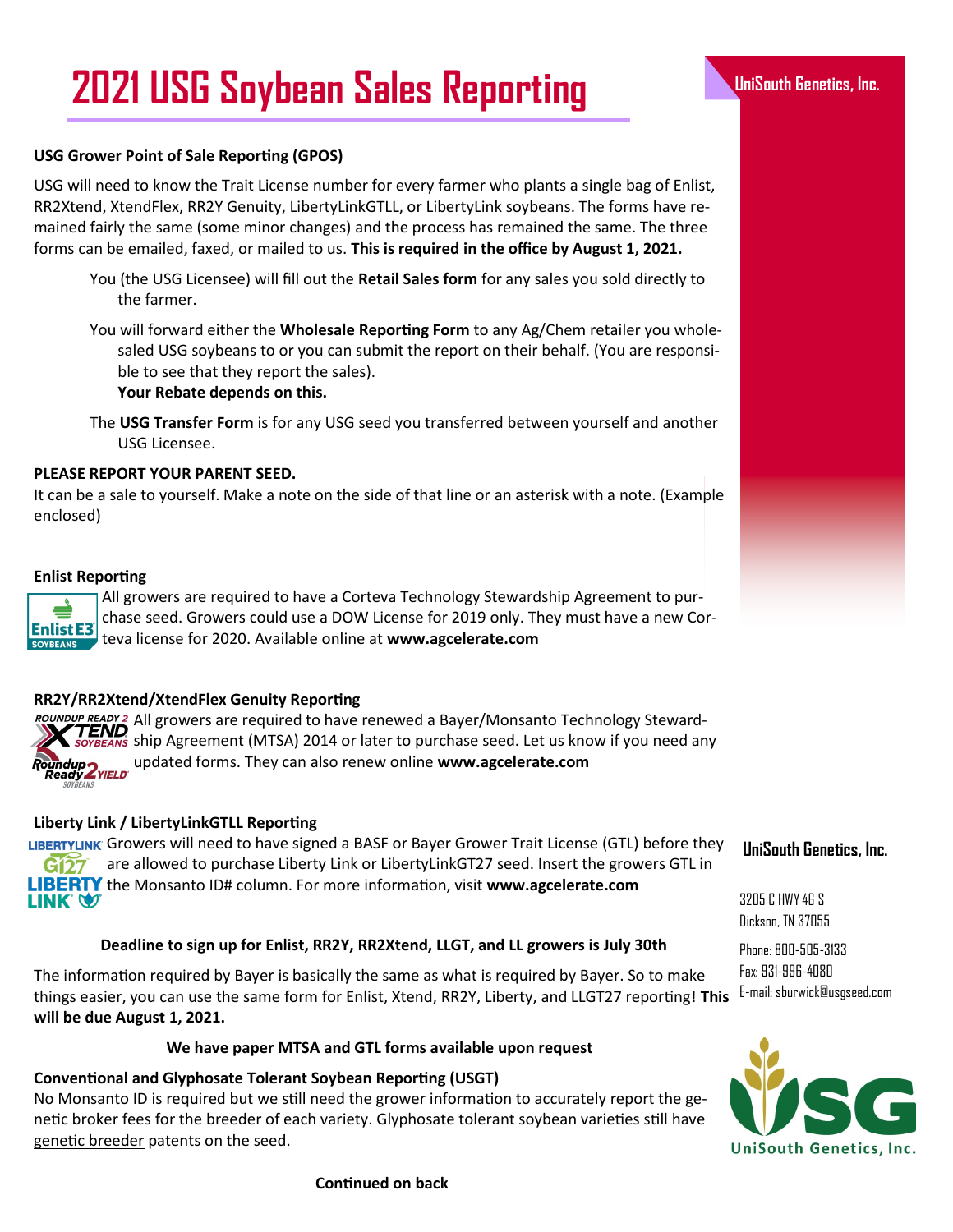# 2021 USG Soybean Sales Reporting

UniSouth Genetics, Inc.

**USG Grower Point of Sale Reporting (GPOS)**

USG will need to know the Trait License number for every farmer who plants a single bag of Enlist, RR2Xtend, XtendFlex, RR2Y Genuity, LibertyLinkGTLL, or LibertyLink soybeans. The forms have remained fairly the same (some minor changes) and the process has remained the same. The three forms can be emailed, faxed, or mailed to us. **This is required in the office by August 1, 2021.**

You (the USG Licensee) will fill out the **Retail Sales form** for any sales you sold directly to the farmer.

You will forward either the **Wholesale Reporting Form** to any Ag/Chem retailer you wholesaled USG soybeans to or you can submit the report on their behalf. (You are responsible to see that they report the sales).
**Your Rebate depends on this.**

The **USG Transfer Form** is for any USG seed you transferred between yourself and another USG Licensee.

**PLEASE REPORT YOUR PARENT SEED.**
It can be a sale to yourself. Make a note on the side of that line or an asterisk with a note. (Example enclosed)

**Enlist Reporting**

All growers are required to have a Corteva Technology Stewardship Agreement to purchase seed. Growers could use a DOW License for 2019 only. They must have a new Corteva license for 2020. Available online at **www.agcelerate.com**

**RR2Y/RR2Xtend/XtendFlex Genuity Reporting**

All growers are required to have renewed a Bayer/Monsanto Technology Stewardship Agreement (MTSA) 2014 or later to purchase seed. Let us know if you need any updated forms. They can also renew online **www.agcelerate.com**

**Liberty Link / LibertyLinkGTLL Reporting**

Growers will need to have signed a BASF or Bayer Grower Trait License (GTL) before they are allowed to purchase Liberty Link or LibertyLinkGT27 seed. Insert the growers GTL in the Monsanto ID# column. For more information, visit **www.agcelerate.com**

**Deadline to sign up for Enlist, RR2Y, RR2Xtend, LLGT, and LL growers is July 30th**

The information required by Bayer is basically the same as what is required by Bayer. So to make things easier, you can use the same form for Enlist, Xtend, RR2Y, Liberty, and LLGT27 reporting! **This will be due August 1, 2021.**

**We have paper MTSA and GTL forms available upon request**

**Conventional and Glyphosate Tolerant Soybean Reporting (USGT)**
No Monsanto ID is required but we still need the grower information to accurately report the genetic broker fees for the breeder of each variety. Glyphosate tolerant soybean varieties still have genetic breeder patents on the seed.

**Continued on back**

**UniSouth Genetics, Inc.**

3205 C HWY 46 S
Dickson, TN 37055

Phone: 800-505-3133
Fax: 931-996-4080
E-mail: sburwick@usgseed.com

USG
UniSouth Genetics, Inc.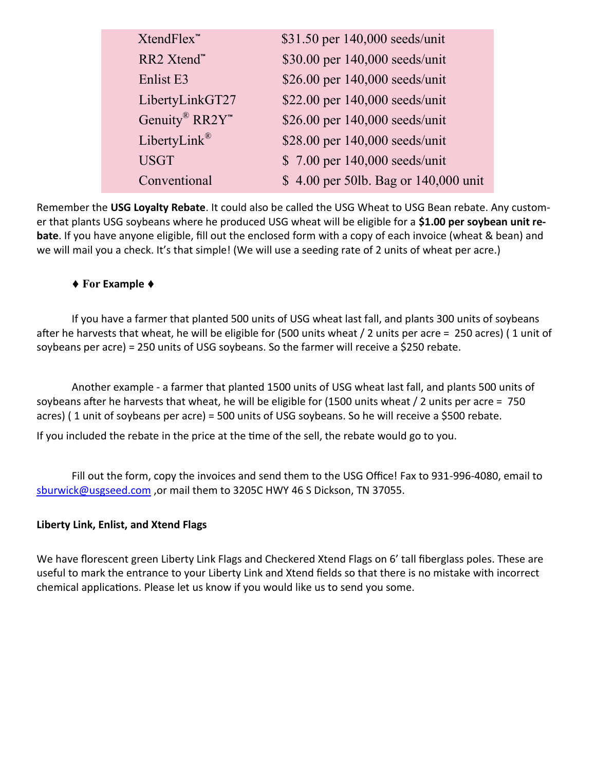| | |
|---|---|
| XtendFlex™ | $31.50 per 140,000 seeds/unit |
| RR2 Xtend™ | $30.00 per 140,000 seeds/unit |
| Enlist E3 | $26.00 per 140,000 seeds/unit |
| LibertyLinkGT27 | $22.00 per 140,000 seeds/unit |
| Genuity® RR2Y™ | $26.00 per 140,000 seeds/unit |
| LibertyLink® | $28.00 per 140,000 seeds/unit |
| USGT | $ 7.00 per 140,000 seeds/unit |
| Conventional | $ 4.00 per 50lb. Bag or 140,000 unit |

Remember the **USG Loyalty Rebate**. It could also be called the USG Wheat to USG Bean rebate. Any customer that plants USG soybeans where he produced USG wheat will be eligible for a **$1.00 per soybean unit rebate**. If you have anyone eligible, fill out the enclosed form with a copy of each invoice (wheat & bean) and we will mail you a check. It's that simple! (We will use a seeding rate of 2 units of wheat per acre.)

♦ **For Example** ♦

If you have a farmer that planted 500 units of USG wheat last fall, and plants 300 units of soybeans after he harvests that wheat, he will be eligible for (500 units wheat / 2 units per acre = 250 acres) ( 1 unit of soybeans per acre) = 250 units of USG soybeans. So the farmer will receive a $250 rebate.

Another example - a farmer that planted 1500 units of USG wheat last fall, and plants 500 units of soybeans after he harvests that wheat, he will be eligible for (1500 units wheat / 2 units per acre = 750 acres) ( 1 unit of soybeans per acre) = 500 units of USG soybeans. So he will receive a $500 rebate.

If you included the rebate in the price at the time of the sell, the rebate would go to you.

Fill out the form, copy the invoices and send them to the USG Office! Fax to 931-996-4080, email to sburwick@usgseed.com ,or mail them to 3205C HWY 46 S Dickson, TN 37055.

**Liberty Link, Enlist, and Xtend Flags**

We have florescent green Liberty Link Flags and Checkered Xtend Flags on 6' tall fiberglass poles. These are useful to mark the entrance to your Liberty Link and Xtend fields so that there is no mistake with incorrect chemical applications. Please let us know if you would like us to send you some.